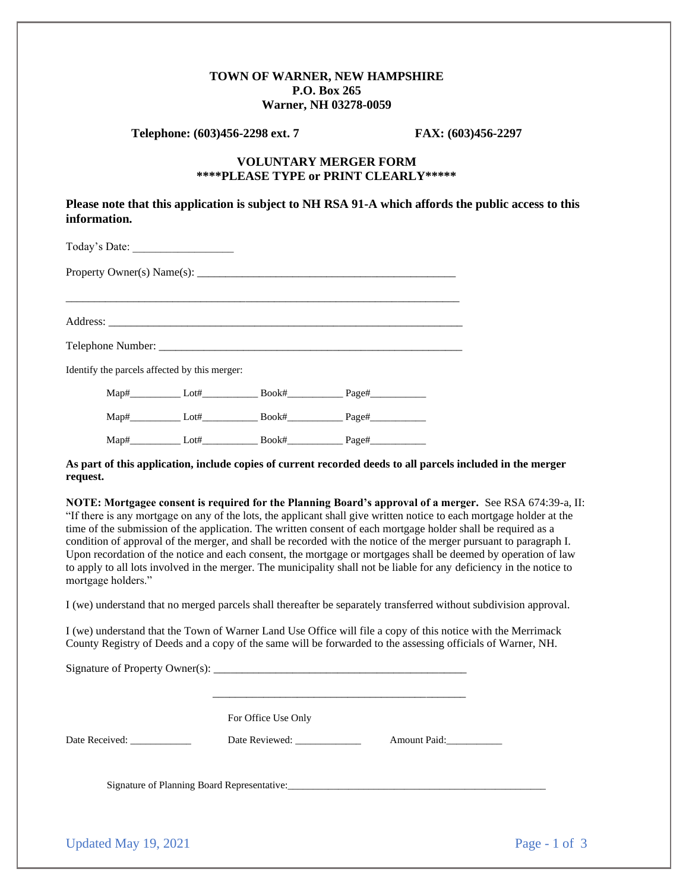**TOWN OF WARNER, NEW HAMPSHIRE**
**P.O. Box 265**
**Warner, NH 03278-0059**

**Telephone: (603)456-2298 ext. 7** **FAX: (603)456-2297**

# VOLUNTARY MERGER FORM

**\*\*\*\*PLEASE TYPE or PRINT CLEARLY\*\*\*\*\***

**Please note that this application is subject to NH RSA 91-A which affords the public access to this information.**

Today's Date: __________________

Property Owner(s) Name(s): ______________________________________________

_______________________________________________________________________

Address: _______________________________________________________________

Telephone Number: _____________________________________________________

Identify the parcels affected by this merger:

Map#__________ Lot#___________ Book#___________ Page#___________

Map#__________ Lot#___________ Book#___________ Page#___________

Map#__________ Lot#___________ Book#___________ Page#___________

**As part of this application, include copies of current recorded deeds to all parcels included in the merger request.**

**NOTE: Mortgagee consent is required for the Planning Board's approval of a merger.** See RSA 674:39-a, II: "If there is any mortgage on any of the lots, the applicant shall give written notice to each mortgage holder at the time of the submission of the application. The written consent of each mortgage holder shall be required as a condition of approval of the merger, and shall be recorded with the notice of the merger pursuant to paragraph I. Upon recordation of the notice and each consent, the mortgage or mortgages shall be deemed by operation of law to apply to all lots involved in the merger. The municipality shall not be liable for any deficiency in the notice to mortgage holders."

I (we) understand that no merged parcels shall thereafter be separately transferred without subdivision approval.

I (we) understand that the Town of Warner Land Use Office will file a copy of this notice with the Merrimack County Registry of Deeds and a copy of the same will be forwarded to the assessing officials of Warner, NH.

Signature of Property Owner(s): _____________________________________________

_____________________________________________

For Office Use Only

Date Received: ____________ Date Reviewed: _____________ Amount Paid:___________

Signature of Planning Board Representative:___________________________________________________

Updated May 19, 2021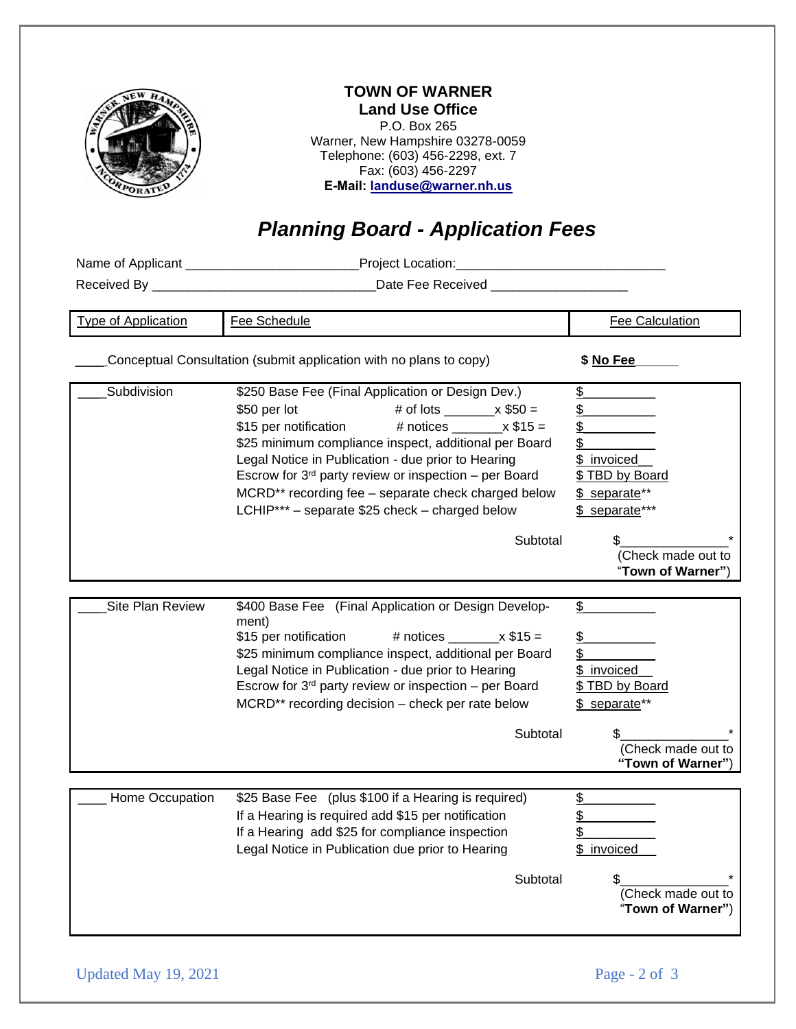**TOWN OF WARNER**
**Land Use Office**
P.O. Box 265
Warner, New Hampshire 03278-0059
Telephone: (603) 456-2298, ext. 7
Fax: (603) 456-2297
**E-Mail: landuse@warner.nh.us**

# *Planning Board - Application Fees*

Name of Applicant _______________________ Project Location: _____________________________

Received By ______________________________ Date Fee Received __________________

| Type of Application | Fee Schedule | Fee Calculation |
|---|---|---|
| ____Conceptual Consultation (submit application with no plans to copy) | | **$ No Fee** |
| ____Subdivision | $250 Base Fee (Final Application or Design Dev.) | $__________ |
| | $50 per lot # of lots _______x $50 = | $__________ |
| | $15 per notification # notices _______x $15 = | $__________ |
| | $25 minimum compliance inspect, additional per Board | $__________ |
| | Legal Notice in Publication - due prior to Hearing | $ invoiced |
| | Escrow for 3rd party review or inspection – per Board | $ TBD by Board |
| | MCRD** recording fee – separate check charged below | $ separate** |
| | LCHIP*** – separate $25 check – charged below | $ separate*** |
| | Subtotal | $______________* (Check made out to "**Town of Warner**") |
| ____Site Plan Review | $400 Base Fee (Final Application or Design Development) | $__________ |
| | $15 per notification # notices _______x $15 = | $__________ |
| | $25 minimum compliance inspect, additional per Board | $__________ |
| | Legal Notice in Publication - due prior to Hearing | $ invoiced |
| | Escrow for 3rd party review or inspection – per Board | $ TBD by Board |
| | MCRD** recording decision – check per rate below | $ separate** |
| | Subtotal | $______________* (Check made out to **"Town of Warner"**) |
| ____ Home Occupation | $25 Base Fee (plus $100 if a Hearing is required) | $__________ |
| | If a Hearing is required add $15 per notification | $__________ |
| | If a Hearing add $25 for compliance inspection | $__________ |
| | Legal Notice in Publication due prior to Hearing | $ invoiced |
| | Subtotal | $______________* (Check made out to "**Town of Warner**") |

Updated May 19, 2021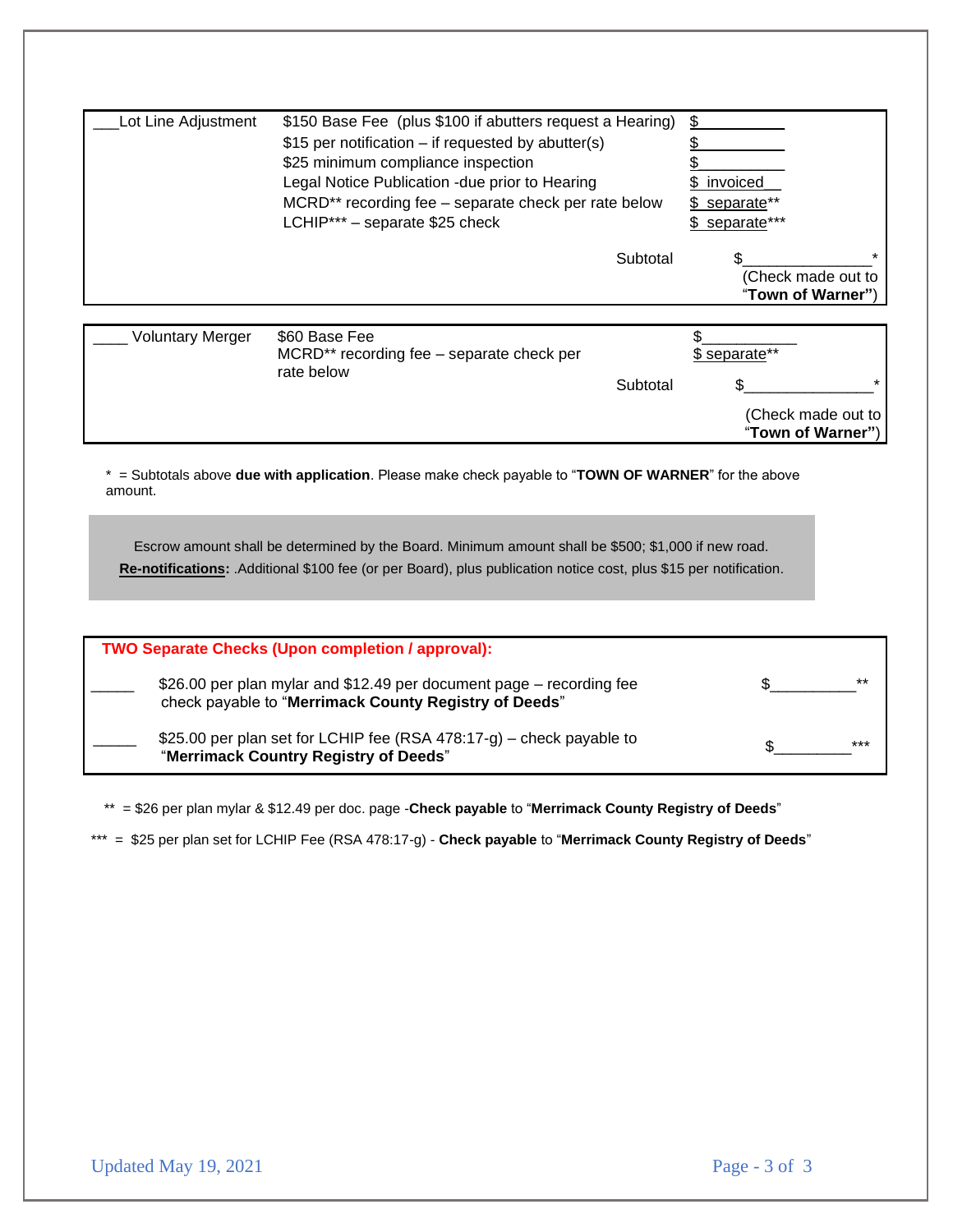| | | |
|---|---|---|
| ___Lot Line Adjustment | $150 Base Fee (plus $100 if abutters request a Hearing) | $__________ |
| | $15 per notification – if requested by abutter(s) | $__________ |
| | $25 minimum compliance inspection | $__________ |
| | Legal Notice Publication -due prior to Hearing | $ invoiced__ |
| | MCRD** recording fee – separate check per rate below | $ separate** |
| | LCHIP*** – separate $25 check | $ separate*** |
| | Subtotal | $_______________* (Check made out to "**Town of Warner**") |

| | | |
|---|---|---|
| ____ Voluntary Merger | $60 Base Fee | $___________ |
| | MCRD** recording fee – separate check per rate below | $ separate** |
| | Subtotal | $_______________* (Check made out to "**Town of Warner**") |

\* = Subtotals above **due with application**. Please make check payable to "**TOWN OF WARNER**" for the above amount.

Escrow amount shall be determined by the Board. Minimum amount shall be $500; $1,000 if new road.
**Re-notifications:** .Additional $100 fee (or per Board), plus publication notice cost, plus $15 per notification.

| | | |
|---|---|---|
| **TWO Separate Checks (Upon completion / approval):** | | |
| _____ | $26.00 per plan mylar and $12.49 per document page – recording fee check payable to "**Merrimack County Registry of Deeds**" | $__________** |
| _____ | $25.00 per plan set for LCHIP fee (RSA 478:17-g) – check payable to "**Merrimack Country Registry of Deeds**" | $_________*** |

** = $26 per plan mylar & $12.49 per doc. page -**Check payable** to "**Merrimack County Registry of Deeds**"

*** = $25 per plan set for LCHIP Fee (RSA 478:17-g) - **Check payable** to "**Merrimack County Registry of Deeds**"

Updated May 19, 2021